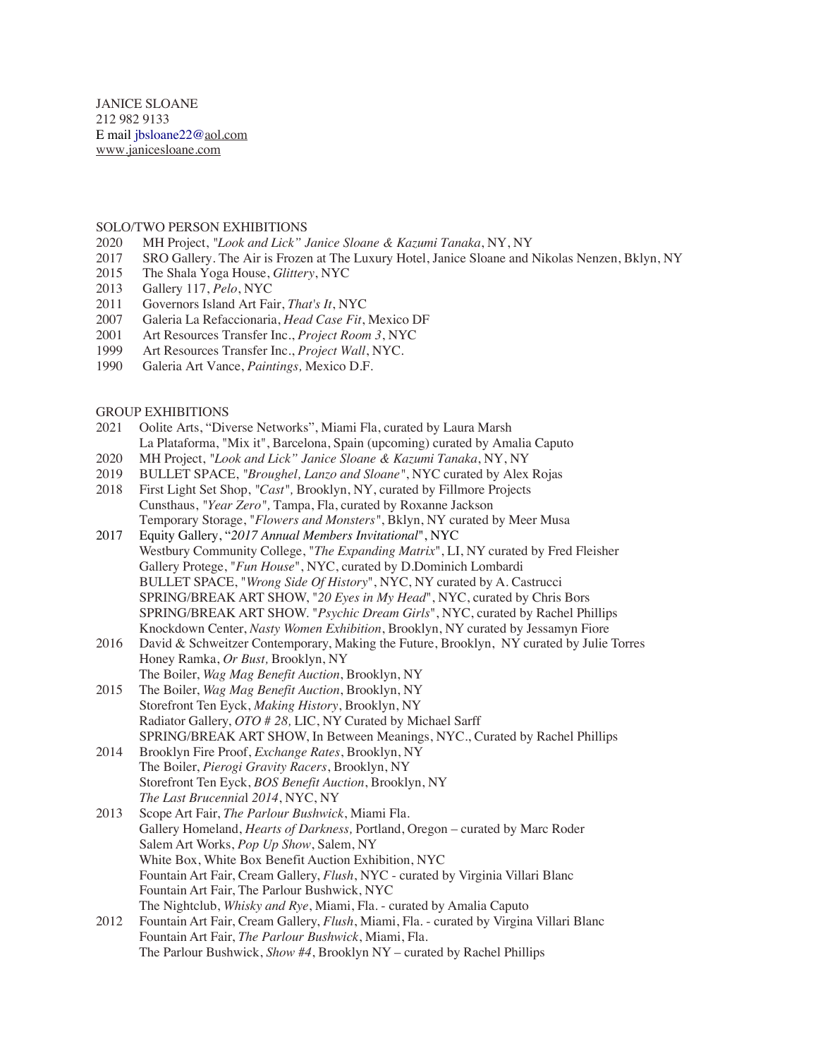JANICE SLOANE
212 982 9133
E mail jbsloane22@aol.com
www.janicesloane.com

## SOLO/TWO PERSON EXHIBITIONS

2020 MH Project, *"Look and Lick" Janice Sloane & Kazumi Tanaka*, NY, NY
2017 SRO Gallery. The Air is Frozen at The Luxury Hotel, Janice Sloane and Nikolas Nenzen, Bklyn, NY
2015 The Shala Yoga House, *Glittery*, NYC
2013 Gallery 117, *Pelo*, NYC
2011 Governors Island Art Fair, *That's It*, NYC
2007 Galeria La Refaccionaria, *Head Case Fit*, Mexico DF
2001 Art Resources Transfer Inc., *Project Room 3*, NYC
1999 Art Resources Transfer Inc., *Project Wall*, NYC.
1990 Galeria Art Vance, *Paintings,* Mexico D.F.

## GROUP EXHIBITIONS

2021 Oolite Arts, "Diverse Networks", Miami Fla, curated by Laura Marsh
La Plataforma, "Mix it", Barcelona, Spain (upcoming) curated by Amalia Caputo
2020 MH Project, *"Look and Lick" Janice Sloane & Kazumi Tanaka*, NY, NY
2019 BULLET SPACE, *"Broughel, Lanzo and Sloane"*, NYC curated by Alex Rojas
2018 First Light Set Shop, *"Cast"*, Brooklyn, NY, curated by Fillmore Projects
Cunsthaus, *"Year Zero"*, Tampa, Fla, curated by Roxanne Jackson
Temporary Storage, "*Flowers and Monsters*", Bklyn, NY curated by Meer Musa
2017 Equity Gallery, "*2017 Annual Members Invitational*", NYC
Westbury Community College, "*The Expanding Matrix*", LI, NY curated by Fred Fleisher
Gallery Protege, "*Fun House*", NYC, curated by D.Dominich Lombardi
BULLET SPACE, "*Wrong Side Of History*", NYC, NY curated by A. Castrucci
SPRING/BREAK ART SHOW, "*20 Eyes in My Head*", NYC, curated by Chris Bors
SPRING/BREAK ART SHOW. "*Psychic Dream Girls*", NYC, curated by Rachel Phillips
Knockdown Center, *Nasty Women Exhibition*, Brooklyn, NY curated by Jessamyn Fiore
2016 David & Schweitzer Contemporary, Making the Future, Brooklyn, NY curated by Julie Torres
Honey Ramka, *Or Bust,* Brooklyn, NY
The Boiler, *Wag Mag Benefit Auction*, Brooklyn, NY
2015 The Boiler, *Wag Mag Benefit Auction*, Brooklyn, NY
Storefront Ten Eyck, *Making History*, Brooklyn, NY
Radiator Gallery, *OTO # 28,* LIC, NY Curated by Michael Sarff
SPRING/BREAK ART SHOW, In Between Meanings, NYC., Curated by Rachel Phillips
2014 Brooklyn Fire Proof, *Exchange Rates*, Brooklyn, NY
The Boiler, *Pierogi Gravity Racers*, Brooklyn, NY
Storefront Ten Eyck, *BOS Benefit Auction*, Brooklyn, NY
*The Last Brucennial 2014*, NYC, NY
2013 Scope Art Fair, *The Parlour Bushwick*, Miami Fla.
Gallery Homeland, *Hearts of Darkness,* Portland, Oregon – curated by Marc Roder
Salem Art Works, *Pop Up Show*, Salem, NY
White Box, White Box Benefit Auction Exhibition, NYC
Fountain Art Fair, Cream Gallery, *Flush*, NYC - curated by Virginia Villari Blanc
Fountain Art Fair, The Parlour Bushwick, NYC
The Nightclub, *Whisky and Rye*, Miami, Fla. - curated by Amalia Caputo
2012 Fountain Art Fair, Cream Gallery, *Flush*, Miami, Fla. - curated by Virgina Villari Blanc
Fountain Art Fair, *The Parlour Bushwick*, Miami, Fla.
The Parlour Bushwick, *Show #4*, Brooklyn NY – curated by Rachel Phillips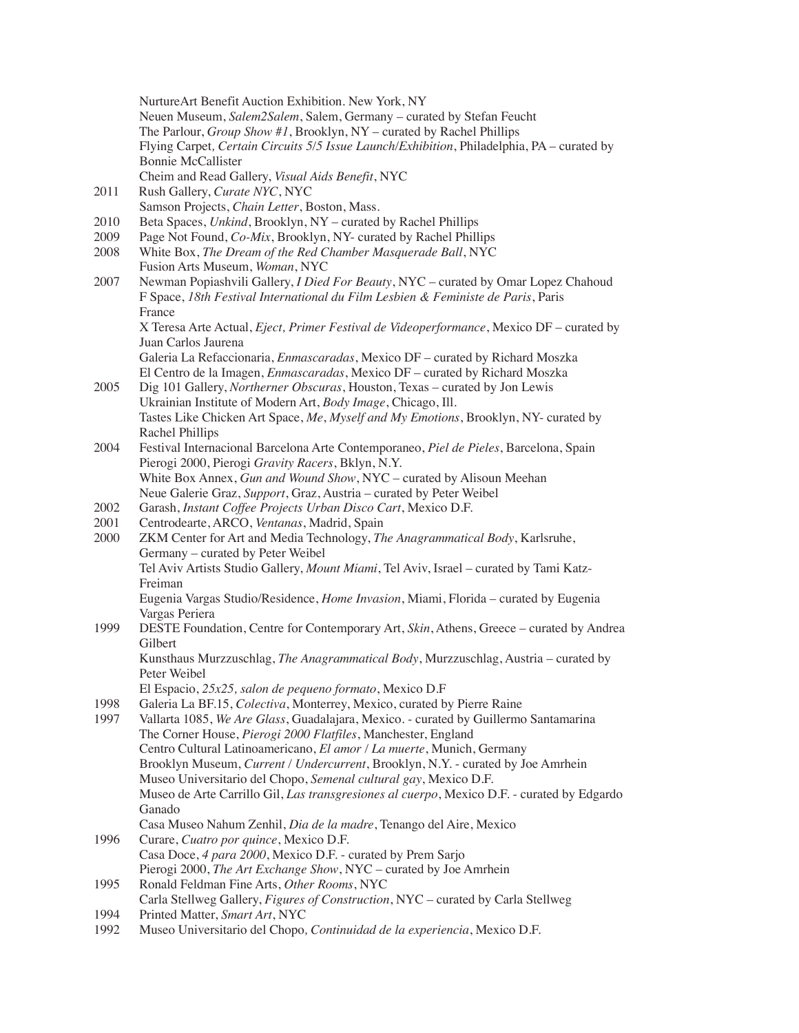NurtureArt Benefit Auction Exhibition. New York, NY
Neuen Museum, *Salem2Salem*, Salem, Germany – curated by Stefan Feucht
The Parlour, *Group Show #1*, Brooklyn, NY – curated by Rachel Phillips
Flying Carpet*, Certain Circuits 5/5 Issue Launch/Exhibition*, Philadelphia, PA – curated by Bonnie McCallister
Cheim and Read Gallery, *Visual Aids Benefit*, NYC

2011 Rush Gallery, *Curate NYC*, NYC
Samson Projects, *Chain Letter*, Boston, Mass.

2010 Beta Spaces, *Unkind*, Brooklyn, NY – curated by Rachel Phillips

2009 Page Not Found, *Co-Mix*, Brooklyn, NY- curated by Rachel Phillips

2008 White Box, *The Dream of the Red Chamber Masquerade Ball*, NYC
Fusion Arts Museum, *Woman*, NYC

2007 Newman Popiashvili Gallery, *I Died For Beauty*, NYC – curated by Omar Lopez Chahoud
F Space, *18th Festival International du Film Lesbien & Feministe de Paris*, Paris France
X Teresa Arte Actual, *Eject, Primer Festival de Videoperformance*, Mexico DF – curated by Juan Carlos Jaurena
Galeria La Refaccionaria, *Enmascaradas*, Mexico DF – curated by Richard Moszka
El Centro de la Imagen, *Enmascaradas*, Mexico DF – curated by Richard Moszka

2005 Dig 101 Gallery, *Northerner Obscuras*, Houston, Texas – curated by Jon Lewis
Ukrainian Institute of Modern Art, *Body Image*, Chicago, Ill.
Tastes Like Chicken Art Space, *Me, Myself and My Emotions*, Brooklyn, NY- curated by Rachel Phillips

2004 Festival Internacional Barcelona Arte Contemporaneo, *Piel de Pieles*, Barcelona, Spain
Pierogi 2000, Pierogi *Gravity Racers*, Bklyn, N.Y.
White Box Annex, *Gun and Wound Show*, NYC – curated by Alisoun Meehan
Neue Galerie Graz, *Support*, Graz, Austria – curated by Peter Weibel

2002 Garash, *Instant Coffee Projects Urban Disco Cart*, Mexico D.F.

2001 Centrodearte, ARCO, *Ventanas*, Madrid, Spain

2000 ZKM Center for Art and Media Technology, *The Anagrammatical Body*, Karlsruhe, Germany – curated by Peter Weibel
Tel Aviv Artists Studio Gallery, *Mount Miami*, Tel Aviv, Israel – curated by Tami Katz-Freiman
Eugenia Vargas Studio/Residence, *Home Invasion*, Miami, Florida – curated by Eugenia Vargas Periera

1999 DESTE Foundation, Centre for Contemporary Art, *Skin*, Athens, Greece – curated by Andrea Gilbert
Kunsthaus Murzzuschlag, *The Anagrammatical Body*, Murzzuschlag, Austria – curated by Peter Weibel
El Espacio, *25x25, salon de pequeno formato*, Mexico D.F

1998 Galeria La BF.15, *Colectiva*, Monterrey, Mexico, curated by Pierre Raine

1997 Vallarta 1085, *We Are Glass*, Guadalajara, Mexico. - curated by Guillermo Santamarina
The Corner House, *Pierogi 2000 Flatfiles*, Manchester, England
Centro Cultural Latinoamericano, *El amor / La muerte*, Munich, Germany
Brooklyn Museum, *Current / Undercurrent*, Brooklyn, N.Y. - curated by Joe Amrhein
Museo Universitario del Chopo, *Semenal cultural gay*, Mexico D.F.
Museo de Arte Carrillo Gil, *Las transgresiones al cuerpo*, Mexico D.F. - curated by Edgardo Ganado
Casa Museo Nahum Zenhil, *Dia de la madre*, Tenango del Aire, Mexico

1996 Curare, *Cuatro por quince*, Mexico D.F.
Casa Doce, *4 para 2000*, Mexico D.F. - curated by Prem Sarjo
Pierogi 2000, *The Art Exchange Show*, NYC – curated by Joe Amrhein

1995 Ronald Feldman Fine Arts, *Other Rooms*, NYC
Carla Stellweg Gallery, *Figures of Construction*, NYC – curated by Carla Stellweg

1994 Printed Matter, *Smart Art*, NYC

1992 Museo Universitario del Chopo*, Continuidad de la experiencia*, Mexico D.F.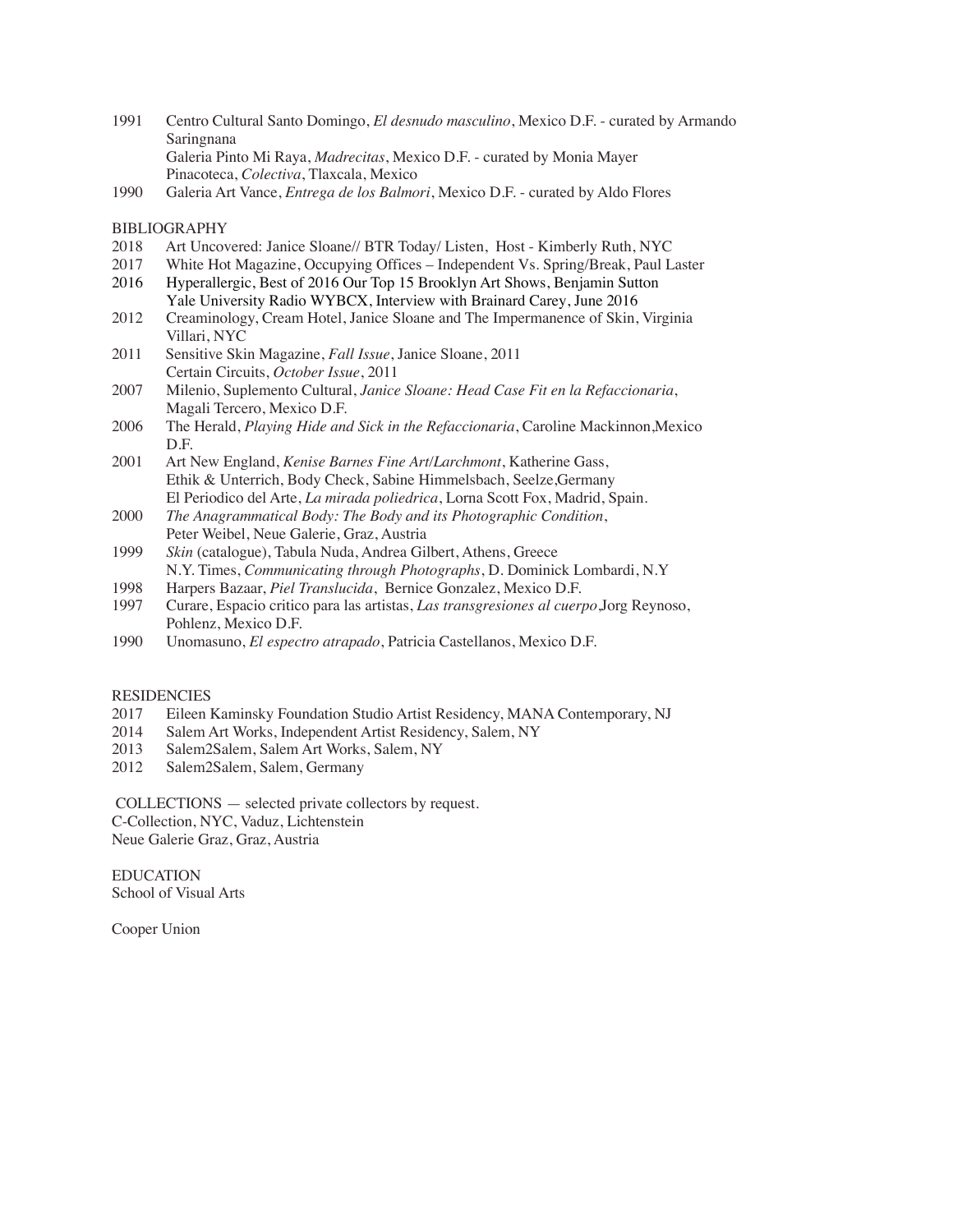1991 Centro Cultural Santo Domingo, *El desnudo masculino*, Mexico D.F. - curated by Armando Saringnana
Galeria Pinto Mi Raya, *Madrecitas*, Mexico D.F. - curated by Monia Mayer
Pinacoteca, *Colectiva*, Tlaxcala, Mexico

1990 Galeria Art Vance, *Entrega de los Balmori*, Mexico D.F. - curated by Aldo Flores

## BIBLIOGRAPHY

2018 Art Uncovered: Janice Sloane// BTR Today/ Listen, Host - Kimberly Ruth, NYC

2017 White Hot Magazine, Occupying Offices – Independent Vs. Spring/Break, Paul Laster

2016 Hyperallergic, Best of 2016 Our Top 15 Brooklyn Art Shows, Benjamin Sutton
Yale University Radio WYBCX, Interview with Brainard Carey, June 2016

2012 Creaminology, Cream Hotel, Janice Sloane and The Impermanence of Skin, Virginia Villari, NYC

2011 Sensitive Skin Magazine, *Fall Issue*, Janice Sloane, 2011
Certain Circuits, *October Issue*, 2011

2007 Milenio, Suplemento Cultural, *Janice Sloane: Head Case Fit en la Refaccionaria*, Magali Tercero, Mexico D.F.

2006 The Herald, *Playing Hide and Sick in the Refaccionaria*, Caroline Mackinnon,Mexico D.F.

2001 Art New England, *Kenise Barnes Fine Art/Larchmont*, Katherine Gass,
Ethik & Unterrich, Body Check, Sabine Himmelsbach, Seelze,Germany
El Periodico del Arte, *La mirada poliedrica*, Lorna Scott Fox, Madrid, Spain.

2000 *The Anagrammatical Body: The Body and its Photographic Condition*,
Peter Weibel, Neue Galerie, Graz, Austria

1999 *Skin* (catalogue), Tabula Nuda, Andrea Gilbert, Athens, Greece
N.Y. Times, *Communicating through Photographs*, D. Dominick Lombardi, N.Y

1998 Harpers Bazaar, *Piel Translucida*, Bernice Gonzalez, Mexico D.F.

1997 Curare, Espacio critico para las artistas, *Las transgresiones al cuerpo*,Jorg Reynoso, Pohlenz, Mexico D.F.

1990 Unomasuno, *El espectro atrapado*, Patricia Castellanos, Mexico D.F.

## RESIDENCIES

2017 Eileen Kaminsky Foundation Studio Artist Residency, MANA Contemporary, NJ

2014 Salem Art Works, Independent Artist Residency, Salem, NY

2013 Salem2Salem, Salem Art Works, Salem, NY

2012 Salem2Salem, Salem, Germany

## COLLECTIONS — selected private collectors by request.

C-Collection, NYC, Vaduz, Lichtenstein
Neue Galerie Graz, Graz, Austria

## EDUCATION

School of Visual Arts

Cooper Union